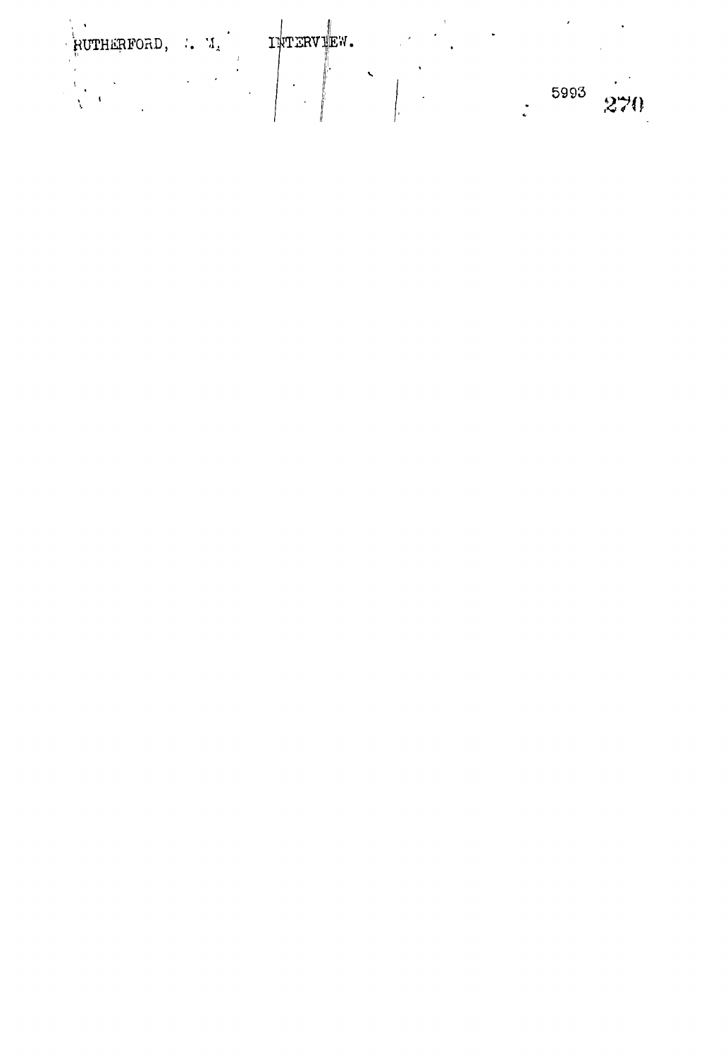RUTHERFORD, . M. INTERVIEW. 5993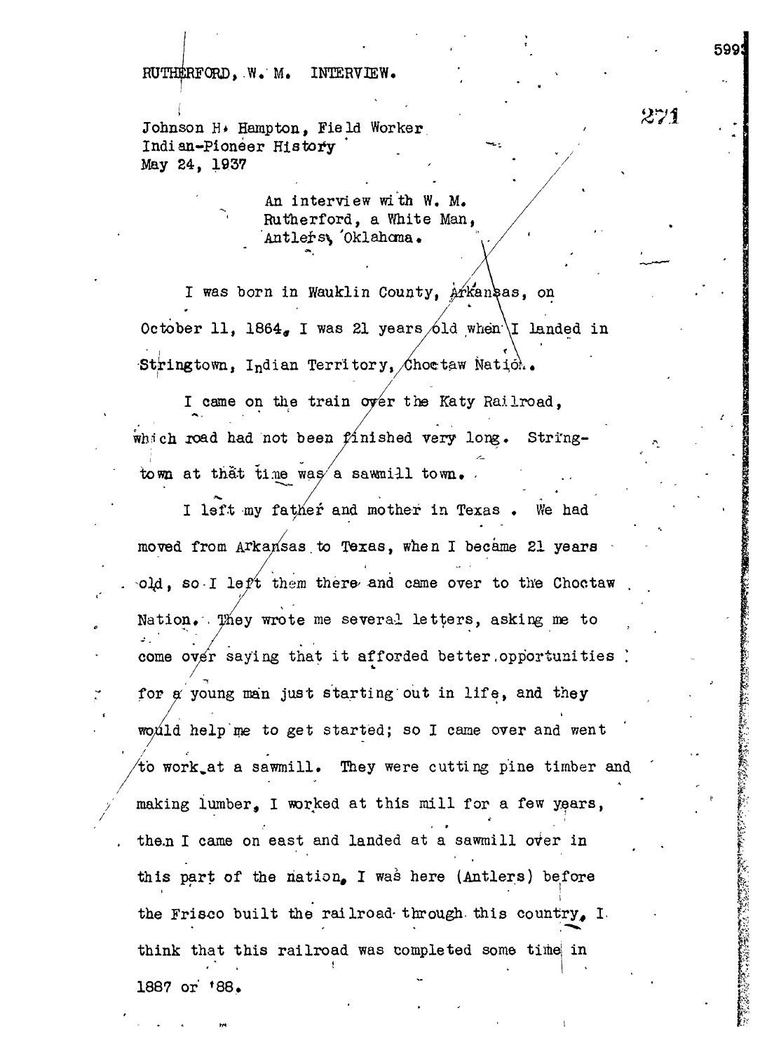RUTHERFORD, W. M. INTERVIEW.

Johnson H. Hampton, Field Worker
Indian-Pioneer History
May 24, 1937

An interview with W. M. Rutherford, a White Man, Antlers, Oklahoma.

I was born in Wauklin County, Arkansas, on October 11, 1864. I was 21 years old when I landed in Stringtown, Indian Territory, Choctaw Nation.

I came on the train over the Katy Railroad, which road had not been finished very long. Stringtown at that time was a sawmill town.

I left my father and mother in Texas. We had moved from Arkansas to Texas, when I became 21 years old, so I left them there and came over to the Choctaw Nation. They wrote me several letters, asking me to come over saying that it afforded better opportunities for a young man just starting out in life, and they would help me to get started; so I came over and went to work at a sawmill. They were cutting pine timber and making lumber. I worked at this mill for a few years, then I came on east and landed at a sawmill over in this part of the nation. I was here (Antlers) before the Frisco built the railroad through this country. I think that this railroad was completed some time in 1887 or '88.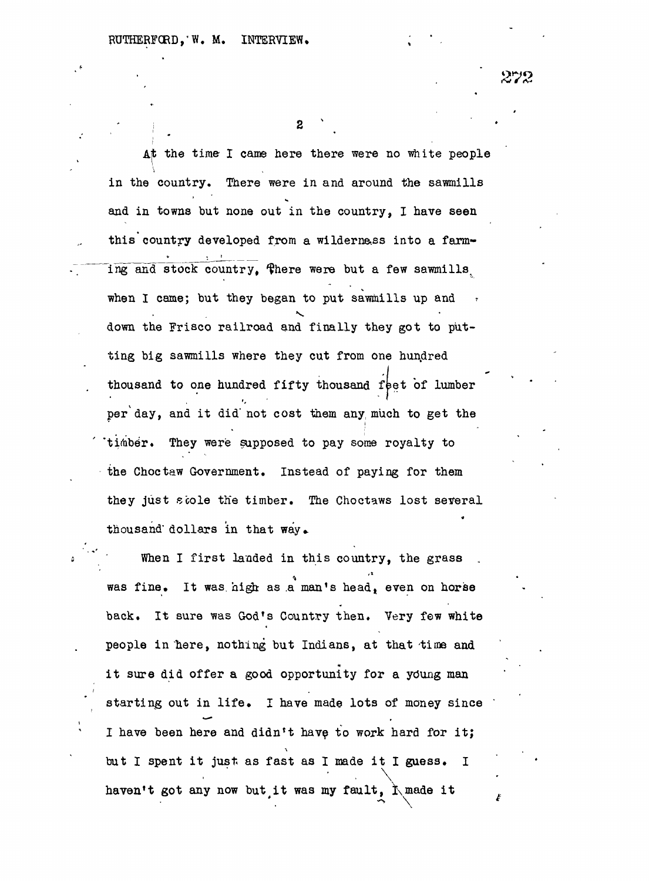At the time I came here there were no white people in the country. There were in and around the sawmills and in towns but none out in the country, I have seen this country developed from a wilderness into a farming and stock country, There were but a few sawmills when I came; but they began to put sawmills up and down the Frisco railroad and finally they got to putting big sawmills where they cut from one hundred thousand to one hundred fifty thousand feet of lumber per day, and it did not cost them any much to get the timber. They were supposed to pay some royalty to the Choctaw Government. Instead of paying for them they just stole the timber. The Choctaws lost several thousand dollars in that way.

When I first landed in this country, the grass was fine. It was high as a man's head, even on horse back. It sure was God's Country then. Very few white people in here, nothing but Indians, at that time and it sure did offer a good opportunity for a young man starting out in life. I have made lots of money since I have been here and didn't have to work hard for it; but I spent it just as fast as I made it I guess. I haven't got any now but it was my fault, I made it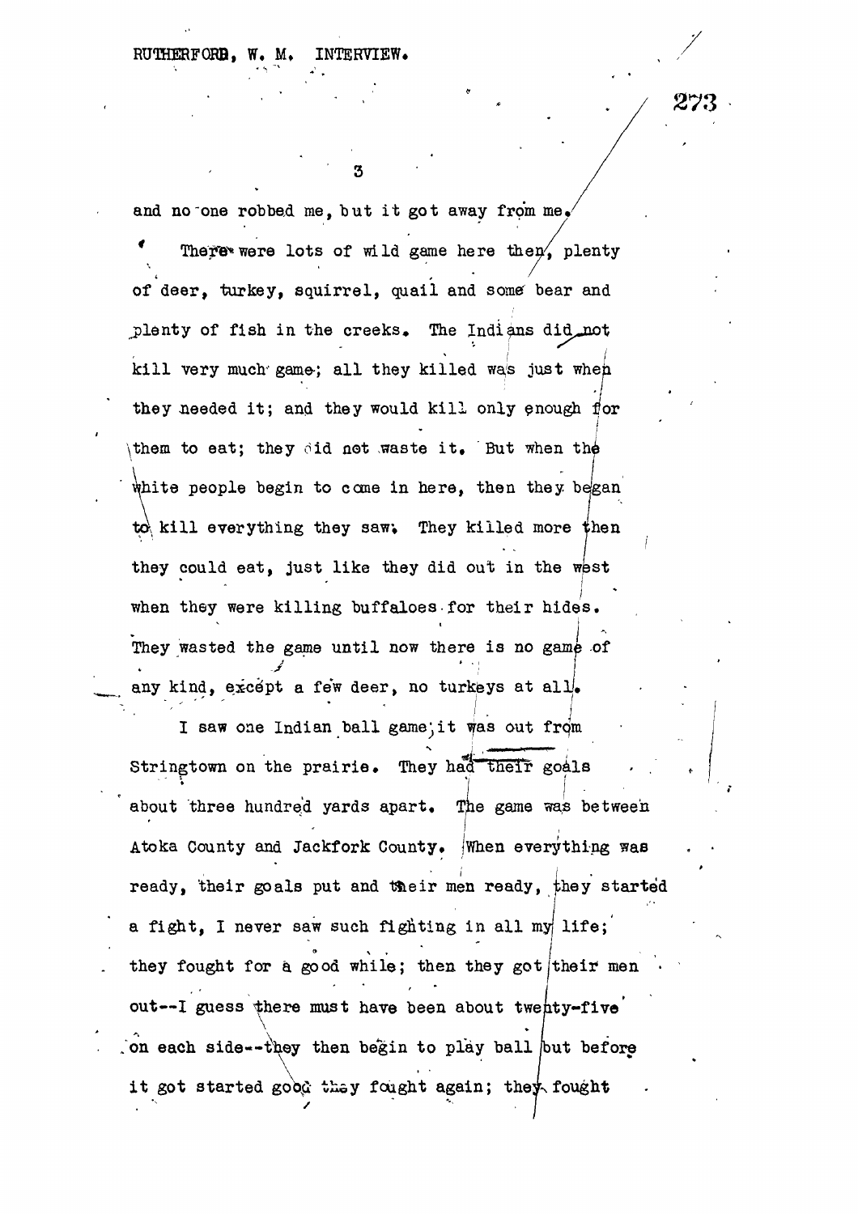and no one robbed me, but it got away from me.

There were lots of wild game here then, plenty of deer, turkey, squirrel, quail and some bear and plenty of fish in the creeks. The Indians did not kill very much game; all they killed was just when they needed it; and they would kill only enough for them to eat; they did not waste it. But when the white people begin to come in here, then they began to kill everything they saw. They killed more then they could eat, just like they did out in the west when they were killing buffaloes for their hides. They wasted the game until now there is no game of any kind, except a few deer, no turkeys at all.

I saw one Indian ball game; it was out from Stringtown on the prairie. They had their goals about three hundred yards apart. The game was between Atoka County and Jackfork County. When everything was ready, their goals put and their men ready, they started a fight, I never saw such fighting in all my life; they fought for a good while; then they got their men out--I guess there must have been about twenty-five on each side--they then begin to play ball but before it got started good they fought again; they fought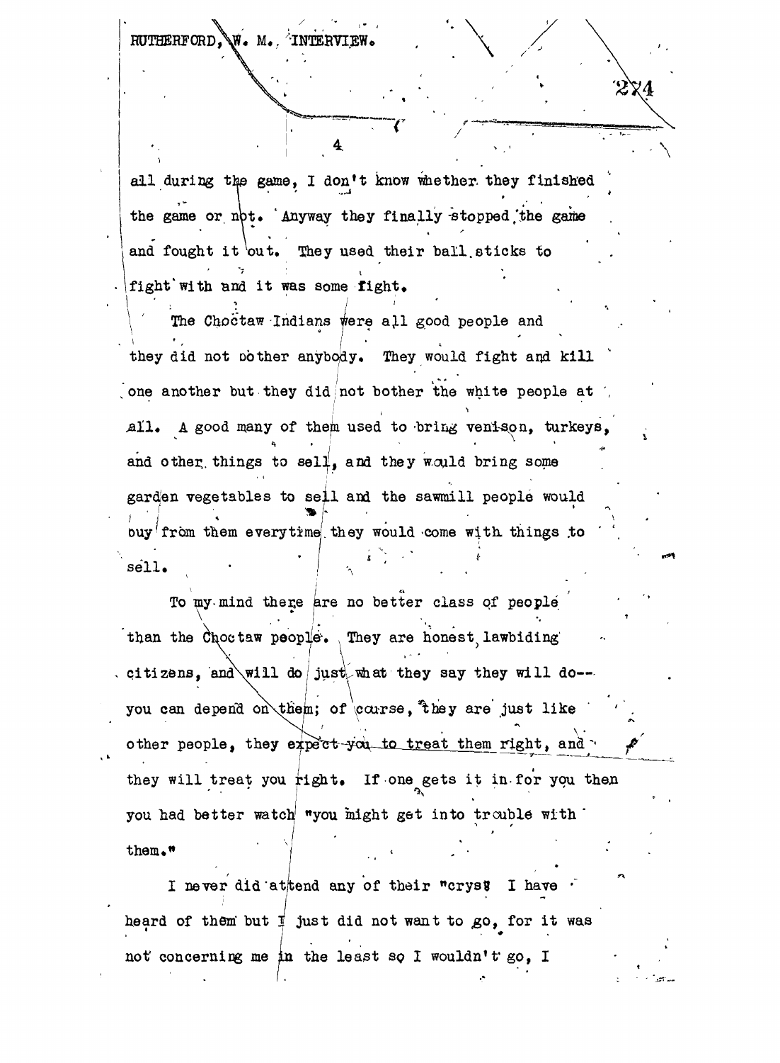all during the game, I don't know whether they finished the game or not. Anyway they finally stopped the game and fought it out. They used their ball sticks to fight with and it was some fight.

The Choctaw Indians were all good people and they did not bother anybody. They would fight and kill one another but they did not bother the white people at all. A good many of them used to bring venison, turkeys, and other things to sell, and they would bring some garden vegetables to sell and the sawmill people would buy from them everytime they would come with things to sell.

To my mind there are no better class of people than the Choctaw people. They are honest, lawbiding citizens, and will do just what they say they will do-- you can depend on them; of course, they are just like other people, they expect you to treat them right, and they will treat you right. If one gets it in for you then you had better watch "you might get into trouble with them."

I never did attend any of their "crys" I have heard of them but I just did not want to go, for it was not concerning me in the least so I wouldn't go, I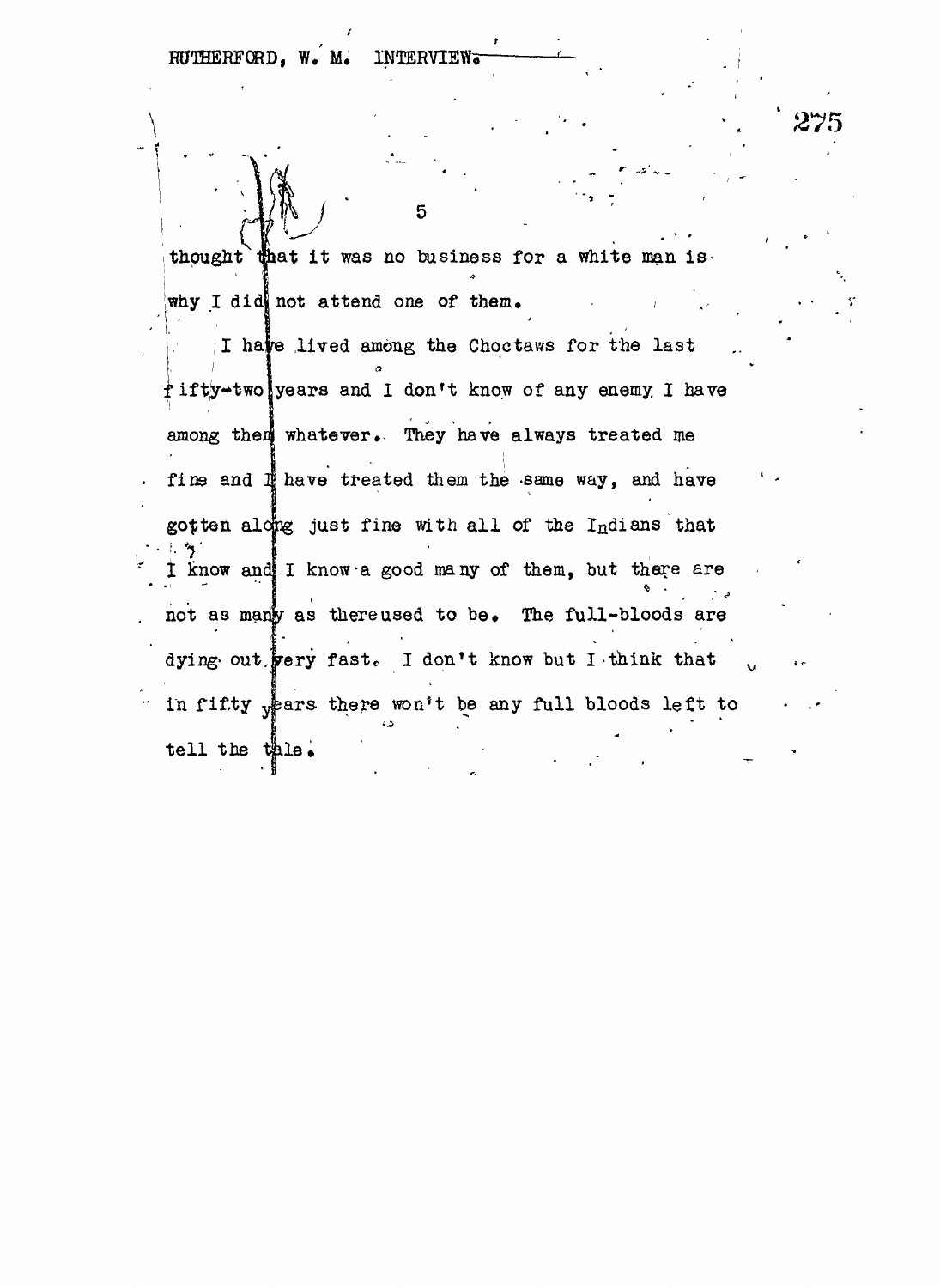thought that it was no business for a white man is why I did not attend one of them.

I have lived among the Choctaws for the last fifty-two years and I don't know of any enemy I have among them whatever. They have always treated me fine and I have treated them the same way, and have gotten along just fine with all of the Indians that I know and I know a good many of them, but there are not as many as thereused to be. The full-bloods are dying out very fast. I don't know but I think that in fifty years there won't be any full bloods left to tell the tale.